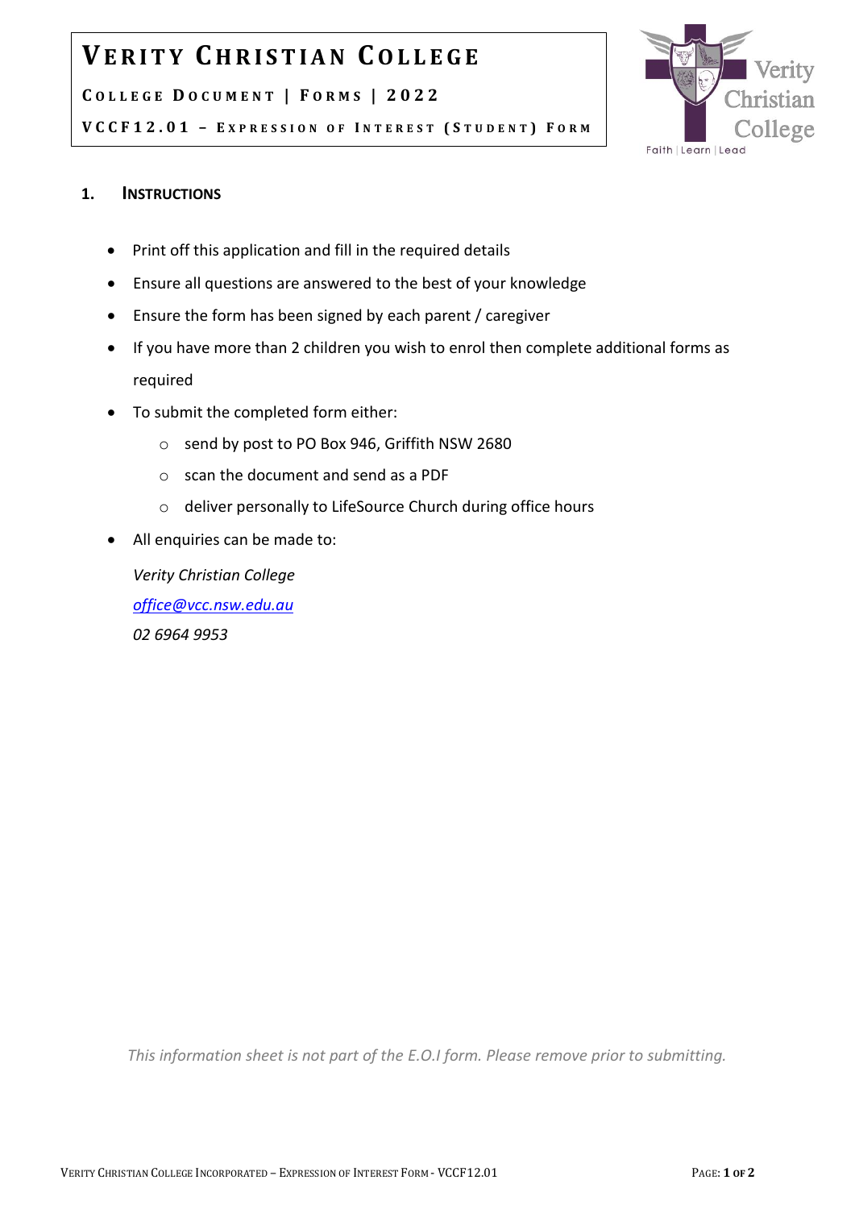# VERITY CHRISTIAN COLLEGE

**COLLEGE DOCUMENT | FORMS | 2022**

**VCCF12.01 – EXPRESSION OF INTEREST (STUDENT) FORM**

Verity Christian College

Faith | Learn | Lead

## 1. INSTRUCTIONS

- Print off this application and fill in the required details
- Ensure all questions are answered to the best of your knowledge
- Ensure the form has been signed by each parent / caregiver
- If you have more than 2 children you wish to enrol then complete additional forms as required
- To submit the completed form either:
  - send by post to PO Box 946, Griffith NSW 2680
  - scan the document and send as a PDF
  - deliver personally to LifeSource Church during office hours
- All enquiries can be made to:

  *Verity Christian College*
  *office@vcc.nsw.edu.au*
  *02 6964 9953*

*This information sheet is not part of the E.O.I form. Please remove prior to submitting.*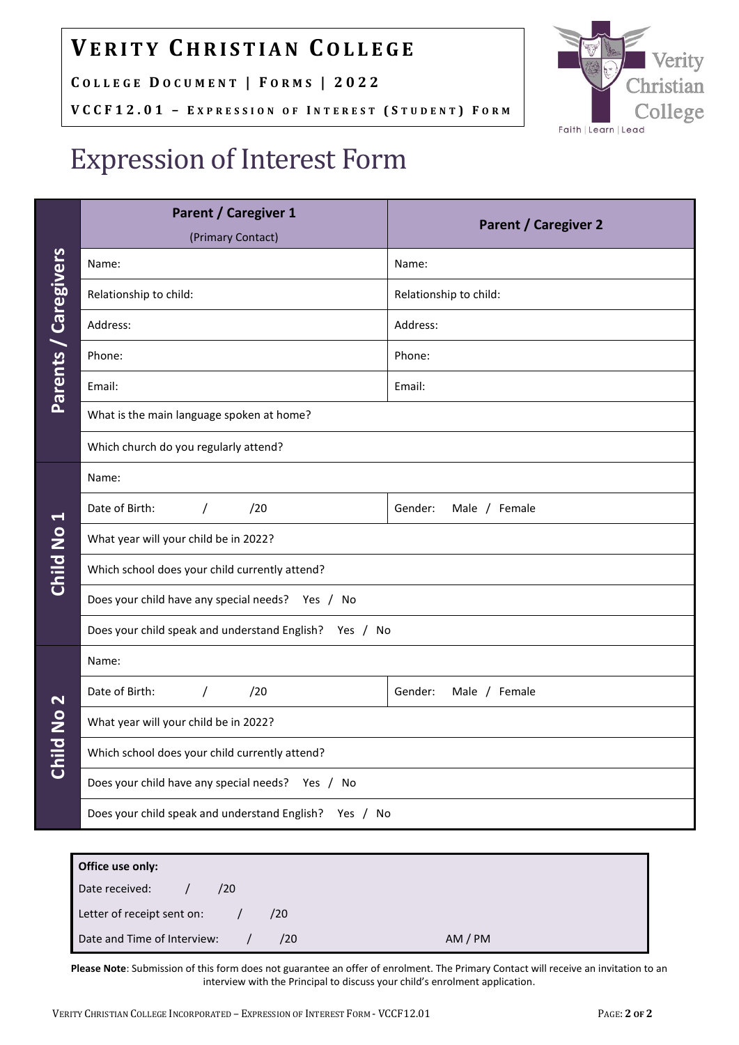# Verity Christian College

**College Document | Forms | 2022**

**VCCF12.01 – Expression of Interest (Student) Form**

Verity Christian College

Faith | Learn | Lead

# Expression of Interest Form

| | | |
|---|---|---|
| **Parents / Caregivers** | **Parent / Caregiver 1** (Primary Contact) | **Parent / Caregiver 2** |
| | Name: | Name: |
| | Relationship to child: | Relationship to child: |
| | Address: | Address: |
| | Phone: | Phone: |
| | Email: | Email: |
| | What is the main language spoken at home? | |
| | Which church do you regularly attend? | |
| **Child No 1** | Name: | |
| | Date of Birth: / /20 | Gender: Male / Female |
| | What year will your child be in 2022? | |
| | Which school does your child currently attend? | |
| | Does your child have any special needs? Yes / No | |
| | Does your child speak and understand English? Yes / No | |
| **Child No 2** | Name: | |
| | Date of Birth: / /20 | Gender: Male / Female |
| | What year will your child be in 2022? | |
| | Which school does your child currently attend? | |
| | Does your child have any special needs? Yes / No | |
| | Does your child speak and understand English? Yes / No | |

**Office use only:**

Date received: / /20

Letter of receipt sent on: / /20

Date and Time of Interview: / /20 AM / PM

**Please Note**: Submission of this form does not guarantee an offer of enrolment. The Primary Contact will receive an invitation to an interview with the Principal to discuss your child's enrolment application.